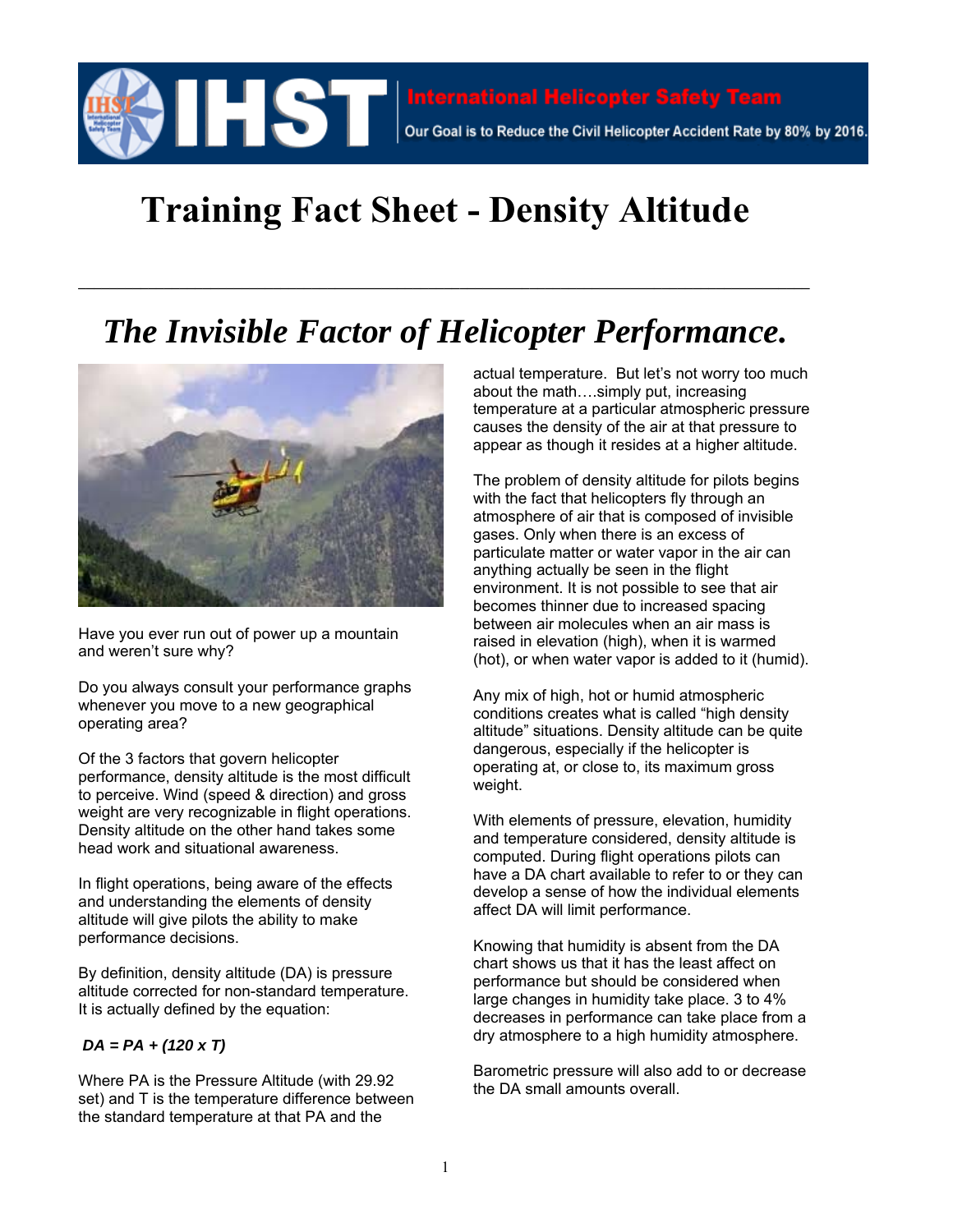International Helicopter Safety Team

Our Goal is to Reduce the Civil Helicopter Accident Rate by 80% by 2016.

# Training Fact Sheet - Density Altitude

## *The Invisible Factor of Helicopter Performance.*

Have you ever run out of power up a mountain and weren't sure why?

Do you always consult your performance graphs whenever you move to a new geographical operating area?

Of the 3 factors that govern helicopter performance, density altitude is the most difficult to perceive. Wind (speed & direction) and gross weight are very recognizable in flight operations. Density altitude on the other hand takes some head work and situational awareness.

In flight operations, being aware of the effects and understanding the elements of density altitude will give pilots the ability to make performance decisions.

By definition, density altitude (DA) is pressure altitude corrected for non-standard temperature. It is actually defined by the equation:

***DA = PA + (120 x T)***

Where PA is the Pressure Altitude (with 29.92 set) and T is the temperature difference between the standard temperature at that PA and the actual temperature. But let's not worry too much about the math….simply put, increasing temperature at a particular atmospheric pressure causes the density of the air at that pressure to appear as though it resides at a higher altitude.

The problem of density altitude for pilots begins with the fact that helicopters fly through an atmosphere of air that is composed of invisible gases. Only when there is an excess of particulate matter or water vapor in the air can anything actually be seen in the flight environment. It is not possible to see that air becomes thinner due to increased spacing between air molecules when an air mass is raised in elevation (high), when it is warmed (hot), or when water vapor is added to it (humid).

Any mix of high, hot or humid atmospheric conditions creates what is called "high density altitude" situations. Density altitude can be quite dangerous, especially if the helicopter is operating at, or close to, its maximum gross weight.

With elements of pressure, elevation, humidity and temperature considered, density altitude is computed. During flight operations pilots can have a DA chart available to refer to or they can develop a sense of how the individual elements affect DA will limit performance.

Knowing that humidity is absent from the DA chart shows us that it has the least affect on performance but should be considered when large changes in humidity take place. 3 to 4% decreases in performance can take place from a dry atmosphere to a high humidity atmosphere.

Barometric pressure will also add to or decrease the DA small amounts overall.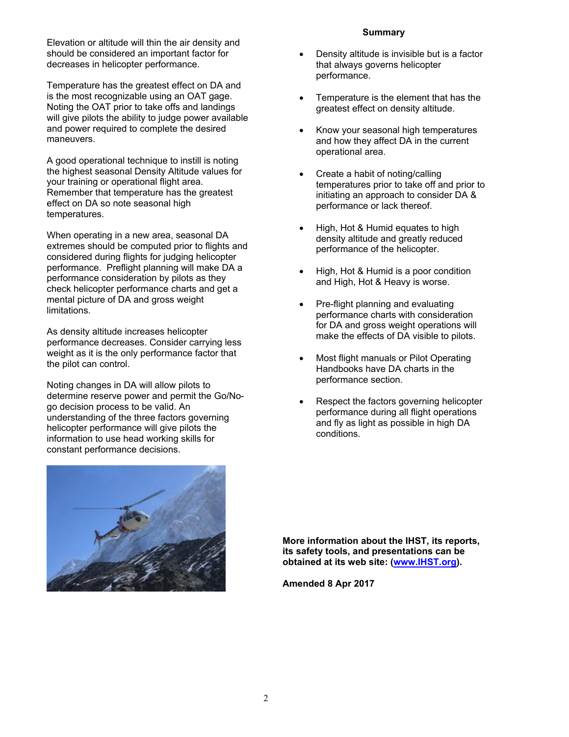Elevation or altitude will thin the air density and should be considered an important factor for decreases in helicopter performance.

Temperature has the greatest effect on DA and is the most recognizable using an OAT gage. Noting the OAT prior to take offs and landings will give pilots the ability to judge power available and power required to complete the desired maneuvers.

A good operational technique to instill is noting the highest seasonal Density Altitude values for your training or operational flight area. Remember that temperature has the greatest effect on DA so note seasonal high temperatures.

When operating in a new area, seasonal DA extremes should be computed prior to flights and considered during flights for judging helicopter performance. Preflight planning will make DA a performance consideration by pilots as they check helicopter performance charts and get a mental picture of DA and gross weight limitations.

As density altitude increases helicopter performance decreases. Consider carrying less weight as it is the only performance factor that the pilot can control.

Noting changes in DA will allow pilots to determine reserve power and permit the Go/No-go decision process to be valid. An understanding of the three factors governing helicopter performance will give pilots the information to use head working skills for constant performance decisions.

**Summary**

- Density altitude is invisible but is a factor that always governs helicopter performance.
- Temperature is the element that has the greatest effect on density altitude.
- Know your seasonal high temperatures and how they affect DA in the current operational area.
- Create a habit of noting/calling temperatures prior to take off and prior to initiating an approach to consider DA & performance or lack thereof.
- High, Hot & Humid equates to high density altitude and greatly reduced performance of the helicopter.
- High, Hot & Humid is a poor condition and High, Hot & Heavy is worse.
- Pre-flight planning and evaluating performance charts with consideration for DA and gross weight operations will make the effects of DA visible to pilots.
- Most flight manuals or Pilot Operating Handbooks have DA charts in the performance section.
- Respect the factors governing helicopter performance during all flight operations and fly as light as possible in high DA conditions.

**More information about the IHST, its reports, its safety tools, and presentations can be obtained at its web site: (www.IHST.org).**

**Amended 8 Apr 2017**